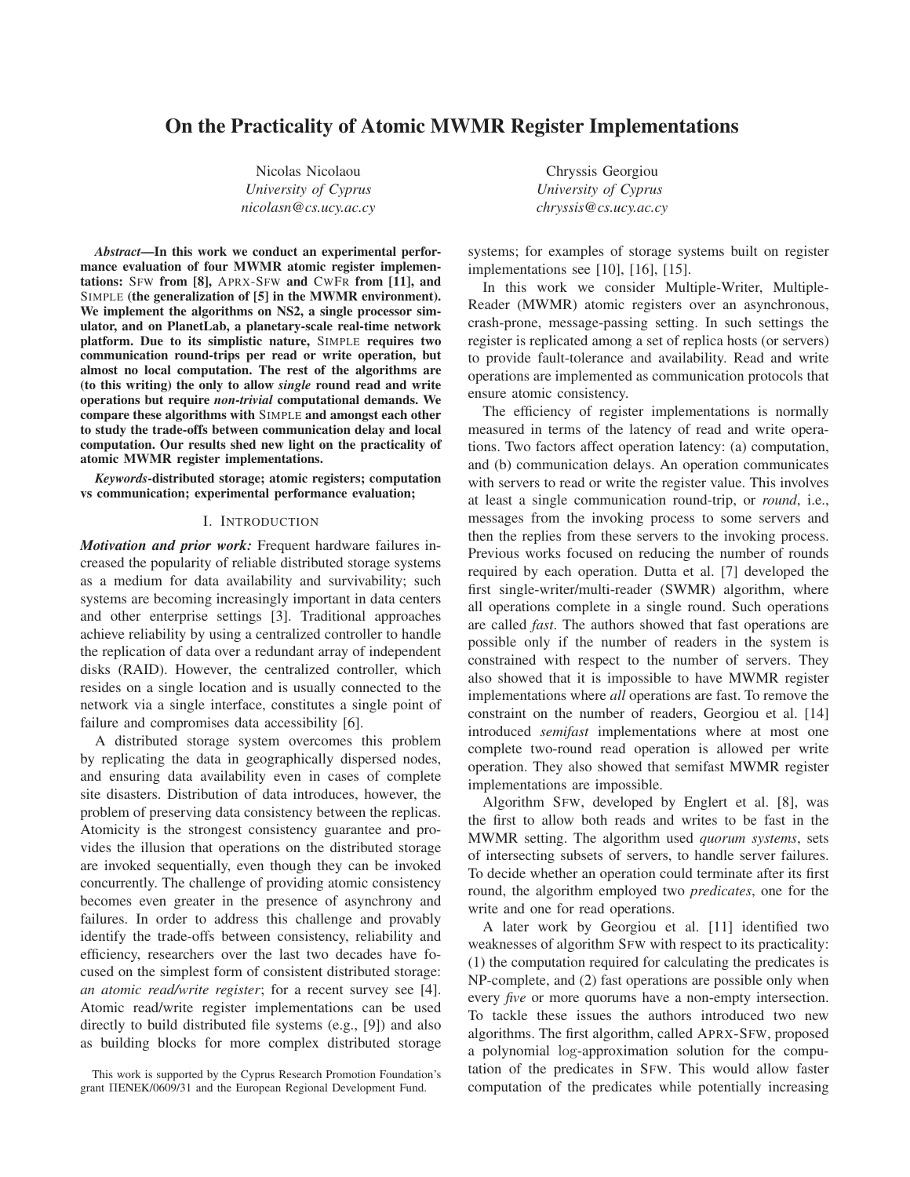# On the Practicality of Atomic MWMR Register Implementations

Nicolas Nicolaou
*University of Cyprus*
*nicolasn@cs.ucy.ac.cy*

Chryssis Georgiou
*University of Cyprus*
*chryssis@cs.ucy.ac.cy*

***Abstract*—In this work we conduct an experimental performance evaluation of four MWMR atomic register implementations: SFW from [8], APRX-SFW and CWFR from [11], and SIMPLE (the generalization of [5] in the MWMR environment). We implement the algorithms on NS2, a single processor simulator, and on PlanetLab, a planetary-scale real-time network platform. Due to its simplistic nature, SIMPLE requires two communication round-trips per read or write operation, but almost no local computation. The rest of the algorithms are (to this writing) the only to allow *single* round read and write operations but require *non-trivial* computational demands. We compare these algorithms with SIMPLE and amongst each other to study the trade-offs between communication delay and local computation. Our results shed new light on the practicality of atomic MWMR register implementations.**

***Keywords*-distributed storage; atomic registers; computation vs communication; experimental performance evaluation;**

## I. INTRODUCTION

***Motivation and prior work:*** Frequent hardware failures increased the popularity of reliable distributed storage systems as a medium for data availability and survivability; such systems are becoming increasingly important in data centers and other enterprise settings [3]. Traditional approaches achieve reliability by using a centralized controller to handle the replication of data over a redundant array of independent disks (RAID). However, the centralized controller, which resides on a single location and is usually connected to the network via a single interface, constitutes a single point of failure and compromises data accessibility [6].

A distributed storage system overcomes this problem by replicating the data in geographically dispersed nodes, and ensuring data availability even in cases of complete site disasters. Distribution of data introduces, however, the problem of preserving data consistency between the replicas. Atomicity is the strongest consistency guarantee and provides the illusion that operations on the distributed storage are invoked sequentially, even though they can be invoked concurrently. The challenge of providing atomic consistency becomes even greater in the presence of asynchrony and failures. In order to address this challenge and provably identify the trade-offs between consistency, reliability and efficiency, researchers over the last two decades have focused on the simplest form of consistent distributed storage: *an atomic read/write register*; for a recent survey see [4]. Atomic read/write register implementations can be used directly to build distributed file systems (e.g., [9]) and also as building blocks for more complex distributed storage systems; for examples of storage systems built on register implementations see [10], [16], [15].

In this work we consider Multiple-Writer, Multiple-Reader (MWMR) atomic registers over an asynchronous, crash-prone, message-passing setting. In such settings the register is replicated among a set of replica hosts (or servers) to provide fault-tolerance and availability. Read and write operations are implemented as communication protocols that ensure atomic consistency.

The efficiency of register implementations is normally measured in terms of the latency of read and write operations. Two factors affect operation latency: (a) computation, and (b) communication delays. An operation communicates with servers to read or write the register value. This involves at least a single communication round-trip, or *round*, i.e., messages from the invoking process to some servers and then the replies from these servers to the invoking process. Previous works focused on reducing the number of rounds required by each operation. Dutta et al. [7] developed the first single-writer/multi-reader (SWMR) algorithm, where all operations complete in a single round. Such operations are called *fast*. The authors showed that fast operations are possible only if the number of readers in the system is constrained with respect to the number of servers. They also showed that it is impossible to have MWMR register implementations where *all* operations are fast. To remove the constraint on the number of readers, Georgiou et al. [14] introduced *semifast* implementations where at most one complete two-round read operation is allowed per write operation. They also showed that semifast MWMR register implementations are impossible.

Algorithm SFW, developed by Englert et al. [8], was the first to allow both reads and writes to be fast in the MWMR setting. The algorithm used *quorum systems*, sets of intersecting subsets of servers, to handle server failures. To decide whether an operation could terminate after its first round, the algorithm employed two *predicates*, one for the write and one for read operations.

A later work by Georgiou et al. [11] identified two weaknesses of algorithm SFW with respect to its practicality: (1) the computation required for calculating the predicates is NP-complete, and (2) fast operations are possible only when every *five* or more quorums have a non-empty intersection. To tackle these issues the authors introduced two new algorithms. The first algorithm, called APRX-SFW, proposed a polynomial log-approximation solution for the computation of the predicates in SFW. This would allow faster computation of the predicates while potentially increasing

This work is supported by the Cyprus Research Promotion Foundation's grant ΠΕΝΕΚ/0609/31 and the European Regional Development Fund.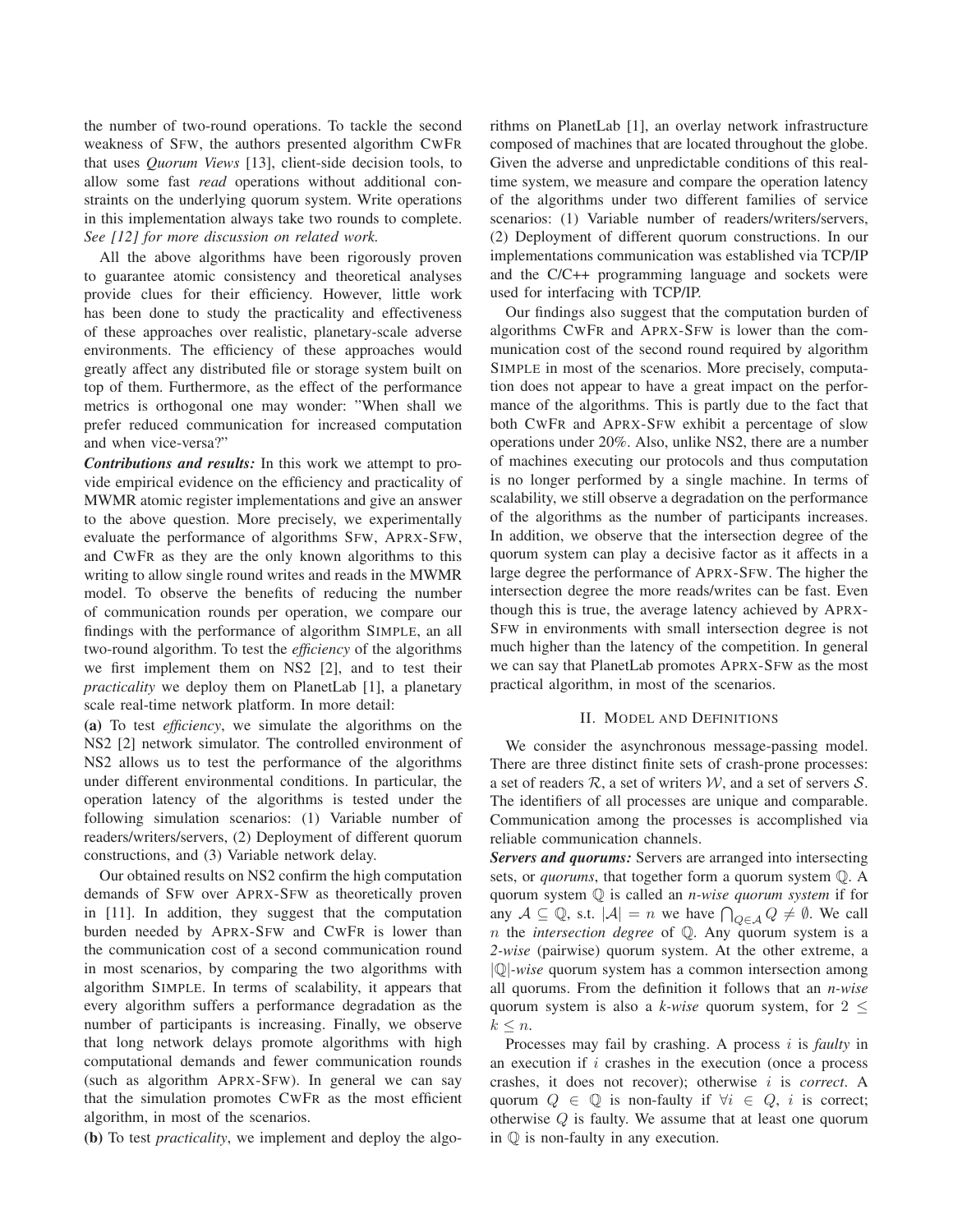the number of two-round operations. To tackle the second weakness of SFW, the authors presented algorithm CWFR that uses *Quorum Views* [13], client-side decision tools, to allow some fast *read* operations without additional constraints on the underlying quorum system. Write operations in this implementation always take two rounds to complete. *See [12] for more discussion on related work.*

All the above algorithms have been rigorously proven to guarantee atomic consistency and theoretical analyses provide clues for their efficiency. However, little work has been done to study the practicality and effectiveness of these approaches over realistic, planetary-scale adverse environments. The efficiency of these approaches would greatly affect any distributed file or storage system built on top of them. Furthermore, as the effect of the performance metrics is orthogonal one may wonder: "When shall we prefer reduced communication for increased computation and when vice-versa?"

***Contributions and results:*** In this work we attempt to provide empirical evidence on the efficiency and practicality of MWMR atomic register implementations and give an answer to the above question. More precisely, we experimentally evaluate the performance of algorithms SFW, APRX-SFW, and CWFR as they are the only known algorithms to this writing to allow single round writes and reads in the MWMR model. To observe the benefits of reducing the number of communication rounds per operation, we compare our findings with the performance of algorithm SIMPLE, an all two-round algorithm. To test the *efficiency* of the algorithms we first implement them on NS2 [2], and to test their *practicality* we deploy them on PlanetLab [1], a planetary scale real-time network platform. In more detail:

**(a)** To test *efficiency*, we simulate the algorithms on the NS2 [2] network simulator. The controlled environment of NS2 allows us to test the performance of the algorithms under different environmental conditions. In particular, the operation latency of the algorithms is tested under the following simulation scenarios: (1) Variable number of readers/writers/servers, (2) Deployment of different quorum constructions, and (3) Variable network delay.

Our obtained results on NS2 confirm the high computation demands of SFW over APRX-SFW as theoretically proven in [11]. In addition, they suggest that the computation burden needed by APRX-SFW and CWFR is lower than the communication cost of a second communication round in most scenarios, by comparing the two algorithms with algorithm SIMPLE. In terms of scalability, it appears that every algorithm suffers a performance degradation as the number of participants is increasing. Finally, we observe that long network delays promote algorithms with high computational demands and fewer communication rounds (such as algorithm APRX-SFW). In general we can say that the simulation promotes CWFR as the most efficient algorithm, in most of the scenarios.

**(b)** To test *practicality*, we implement and deploy the algorithms on PlanetLab [1], an overlay network infrastructure composed of machines that are located throughout the globe. Given the adverse and unpredictable conditions of this real-time system, we measure and compare the operation latency of the algorithms under two different families of service scenarios: (1) Variable number of readers/writers/servers, (2) Deployment of different quorum constructions. In our implementations communication was established via TCP/IP and the C/C++ programming language and sockets were used for interfacing with TCP/IP.

Our findings also suggest that the computation burden of algorithms CWFR and APRX-SFW is lower than the communication cost of the second round required by algorithm SIMPLE in most of the scenarios. More precisely, computation does not appear to have a great impact on the performance of the algorithms. This is partly due to the fact that both CWFR and APRX-SFW exhibit a percentage of slow operations under 20%. Also, unlike NS2, there are a number of machines executing our protocols and thus computation is no longer performed by a single machine. In terms of scalability, we still observe a degradation on the performance of the algorithms as the number of participants increases. In addition, we observe that the intersection degree of the quorum system can play a decisive factor as it affects in a large degree the performance of APRX-SFW. The higher the intersection degree the more reads/writes can be fast. Even though this is true, the average latency achieved by APRX-SFW in environments with small intersection degree is not much higher than the latency of the competition. In general we can say that PlanetLab promotes APRX-SFW as the most practical algorithm, in most of the scenarios.

## II. Model and Definitions

We consider the asynchronous message-passing model. There are three distinct finite sets of crash-prone processes: a set of readers $\mathcal{R}$, a set of writers $\mathcal{W}$, and a set of servers $\mathcal{S}$. The identifiers of all processes are unique and comparable. Communication among the processes is accomplished via reliable communication channels.

***Servers and quorums:*** Servers are arranged into intersecting sets, or *quorums*, that together form a quorum system $\mathbb{Q}$. A quorum system $\mathbb{Q}$ is called an *n-wise quorum system* if for any $\mathcal{A} \subseteq \mathbb{Q}$, s.t. $|\mathcal{A}| = n$ we have $\bigcap_{Q \in \mathcal{A}} Q \neq \emptyset$. We call $n$ the *intersection degree* of $\mathbb{Q}$. Any quorum system is a *2-wise* (pairwise) quorum system. At the other extreme, a $|\mathbb{Q}|$-*wise* quorum system has a common intersection among all quorums. From the definition it follows that an *n-wise* quorum system is also a *k-wise* quorum system, for $2 \leq k \leq n$.

Processes may fail by crashing. A process $i$ is *faulty* in an execution if $i$ crashes in the execution (once a process crashes, it does not recover); otherwise $i$ is *correct*. A quorum $Q \in \mathbb{Q}$ is non-faulty if $\forall i \in Q$, $i$ is correct; otherwise $Q$ is faulty. We assume that at least one quorum in $\mathbb{Q}$ is non-faulty in any execution.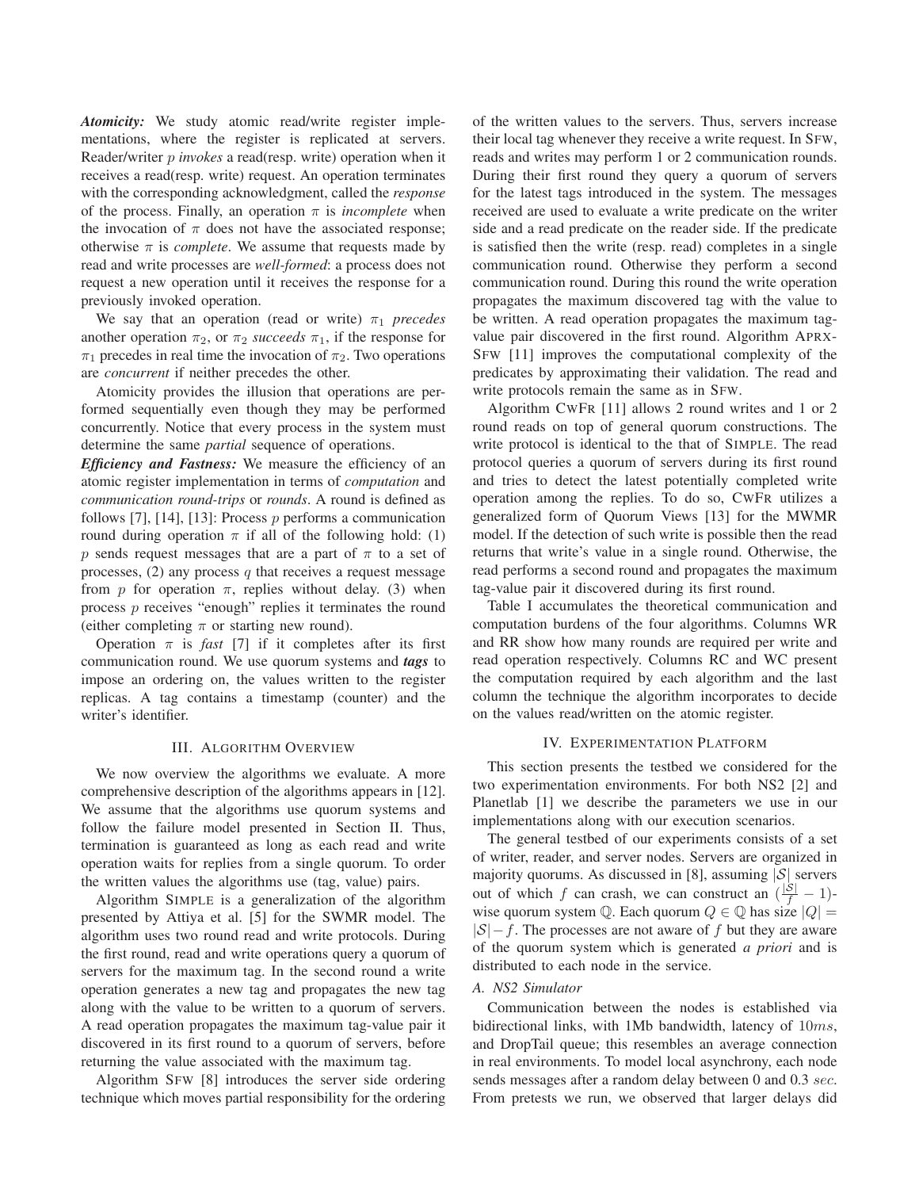***Atomicity:*** We study atomic read/write register implementations, where the register is replicated at servers. Reader/writer $p$ *invokes* a read(resp. write) operation when it receives a read(resp. write) request. An operation terminates with the corresponding acknowledgment, called the *response* of the process. Finally, an operation $\pi$ is *incomplete* when the invocation of $\pi$ does not have the associated response; otherwise $\pi$ is *complete*. We assume that requests made by read and write processes are *well-formed*: a process does not request a new operation until it receives the response for a previously invoked operation.

We say that an operation (read or write) $\pi_1$ *precedes* another operation $\pi_2$, or $\pi_2$ *succeeds* $\pi_1$, if the response for $\pi_1$ precedes in real time the invocation of $\pi_2$. Two operations are *concurrent* if neither precedes the other.

Atomicity provides the illusion that operations are performed sequentially even though they may be performed concurrently. Notice that every process in the system must determine the same *partial* sequence of operations.

***Efficiency and Fastness:*** We measure the efficiency of an atomic register implementation in terms of *computation* and *communication round-trips* or *rounds*. A round is defined as follows [7], [14], [13]: Process $p$ performs a communication round during operation $\pi$ if all of the following hold: (1) $p$ sends request messages that are a part of $\pi$ to a set of processes, (2) any process $q$ that receives a request message from $p$ for operation $\pi$, replies without delay. (3) when process $p$ receives "enough" replies it terminates the round (either completing $\pi$ or starting new round).

Operation $\pi$ is *fast* [7] if it completes after its first communication round. We use quorum systems and ***tags*** to impose an ordering on, the values written to the register replicas. A tag contains a timestamp (counter) and the writer's identifier.

## III. Algorithm Overview

We now overview the algorithms we evaluate. A more comprehensive description of the algorithms appears in [12]. We assume that the algorithms use quorum systems and follow the failure model presented in Section II. Thus, termination is guaranteed as long as each read and write operation waits for replies from a single quorum. To order the written values the algorithms use (tag, value) pairs.

Algorithm SIMPLE is a generalization of the algorithm presented by Attiya et al. [5] for the SWMR model. The algorithm uses two round read and write protocols. During the first round, read and write operations query a quorum of servers for the maximum tag. In the second round a write operation generates a new tag and propagates the new tag along with the value to be written to a quorum of servers. A read operation propagates the maximum tag-value pair it discovered in its first round to a quorum of servers, before returning the value associated with the maximum tag.

Algorithm SFW [8] introduces the server side ordering technique which moves partial responsibility for the ordering of the written values to the servers. Thus, servers increase their local tag whenever they receive a write request. In SFW, reads and writes may perform 1 or 2 communication rounds. During their first round they query a quorum of servers for the latest tags introduced in the system. The messages received are used to evaluate a write predicate on the writer side and a read predicate on the reader side. If the predicate is satisfied then the write (resp. read) completes in a single communication round. Otherwise they perform a second communication round. During this round the write operation propagates the maximum discovered tag with the value to be written. A read operation propagates the maximum tag-value pair discovered in the first round. Algorithm APRX-SFW [11] improves the computational complexity of the predicates by approximating their validation. The read and write protocols remain the same as in SFW.

Algorithm CWFR [11] allows 2 round writes and 1 or 2 round reads on top of general quorum constructions. The write protocol is identical to the that of SIMPLE. The read protocol queries a quorum of servers during its first round and tries to detect the latest potentially completed write operation among the replies. To do so, CWFR utilizes a generalized form of Quorum Views [13] for the MWMR model. If the detection of such write is possible then the read returns that write's value in a single round. Otherwise, the read performs a second round and propagates the maximum tag-value pair it discovered during its first round.

Table I accumulates the theoretical communication and computation burdens of the four algorithms. Columns WR and RR show how many rounds are required per write and read operation respectively. Columns RC and WC present the computation required by each algorithm and the last column the technique the algorithm incorporates to decide on the values read/written on the atomic register.

## IV. Experimentation Platform

This section presents the testbed we considered for the two experimentation environments. For both NS2 [2] and Planetlab [1] we describe the parameters we use in our implementations along with our execution scenarios.

The general testbed of our experiments consists of a set of writer, reader, and server nodes. Servers are organized in majority quorums. As discussed in [8], assuming $|\mathcal{S}|$ servers out of which $f$ can crash, we can construct an $(\frac{|\mathcal{S}|}{f} - 1)$-wise quorum system $\mathbb{Q}$. Each quorum $Q \in \mathbb{Q}$ has size $|Q| = |\mathcal{S}| - f$. The processes are not aware of $f$ but they are aware of the quorum system which is generated *a priori* and is distributed to each node in the service.

### A. NS2 Simulator

Communication between the nodes is established via bidirectional links, with 1Mb bandwidth, latency of $10ms$, and DropTail queue; this resembles an average connection in real environments. To model local asynchrony, each node sends messages after a random delay between 0 and 0.3 $sec$. From pretests we run, we observed that larger delays did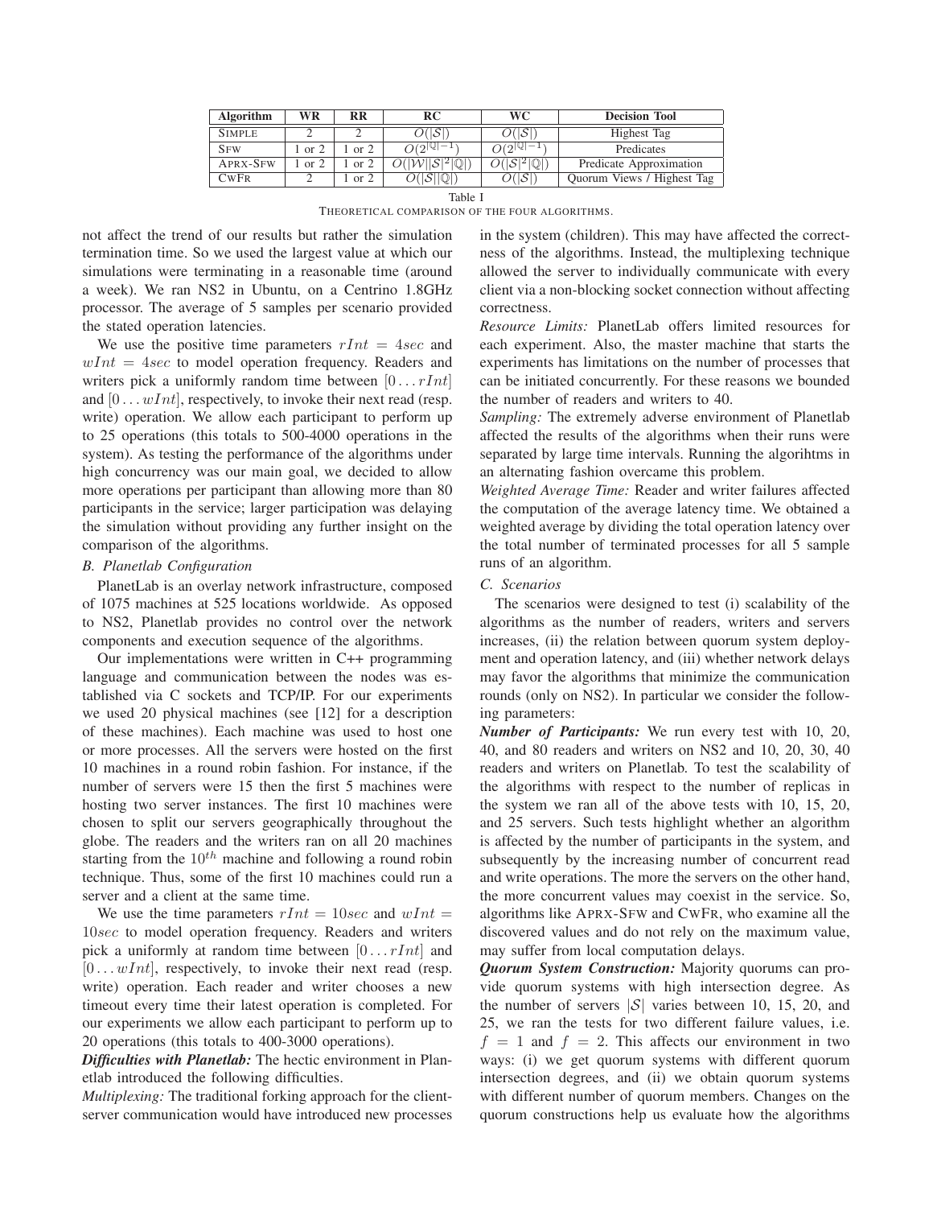| Algorithm | WR | RR | RC | WC | Decision Tool |
|---|---|---|---|---|---|
| SIMPLE | 2 | 2 | $O(\|\mathcal{S}\|)$ | $O(\|\mathcal{S}\|)$ | Highest Tag |
| SFW | 1 or 2 | 1 or 2 | $O(2^{\|\mathbb{Q}\|-1})$ | $O(2^{\|\mathbb{Q}\|-1})$ | Predicates |
| APRX-SFW | 1 or 2 | 1 or 2 | $O(\|\mathcal{W}\|\|\mathcal{S}\|^2\|\mathbb{Q}\|)$ | $O(\|\mathcal{S}\|^2\|\mathbb{Q}\|)$ | Predicate Approximation |
| CWFR | 2 | 1 or 2 | $O(\|\mathcal{S}\|\|\mathbb{Q}\|)$ | $O(\|\mathcal{S}\|)$ | Quorum Views / Highest Tag |

Table I

THEORETICAL COMPARISON OF THE FOUR ALGORITHMS.

not affect the trend of our results but rather the simulation termination time. So we used the largest value at which our simulations were terminating in a reasonable time (around a week). We ran NS2 in Ubuntu, on a Centrino 1.8GHz processor. The average of 5 samples per scenario provided the stated operation latencies.

We use the positive time parameters $rInt = 4sec$ and $wInt = 4sec$ to model operation frequency. Readers and writers pick a uniformly random time between $[0 \ldots rInt]$ and $[0 \ldots wInt]$, respectively, to invoke their next read (resp. write) operation. We allow each participant to perform up to 25 operations (this totals to 500-4000 operations in the system). As testing the performance of the algorithms under high concurrency was our main goal, we decided to allow more operations per participant than allowing more than 80 participants in the service; larger participation was delaying the simulation without providing any further insight on the comparison of the algorithms.

### B. Planetlab Configuration

PlanetLab is an overlay network infrastructure, composed of 1075 machines at 525 locations worldwide. As opposed to NS2, Planetlab provides no control over the network components and execution sequence of the algorithms.

Our implementations were written in C++ programming language and communication between the nodes was established via C sockets and TCP/IP. For our experiments we used 20 physical machines (see [12] for a description of these machines). Each machine was used to host one or more processes. All the servers were hosted on the first 10 machines in a round robin fashion. For instance, if the number of servers were 15 then the first 5 machines were hosting two server instances. The first 10 machines were chosen to split our servers geographically throughout the globe. The readers and the writers ran on all 20 machines starting from the $10^{th}$ machine and following a round robin technique. Thus, some of the first 10 machines could run a server and a client at the same time.

We use the time parameters $rInt = 10sec$ and $wInt = 10sec$ to model operation frequency. Readers and writers pick a uniformly at random time between $[0 \ldots rInt]$ and $[0 \ldots wInt]$, respectively, to invoke their next read (resp. write) operation. Each reader and writer chooses a new timeout every time their latest operation is completed. For our experiments we allow each participant to perform up to 20 operations (this totals to 400-3000 operations).

***Difficulties with Planetlab:*** The hectic environment in Planetlab introduced the following difficulties.

*Multiplexing:* The traditional forking approach for the client-server communication would have introduced new processes in the system (children). This may have affected the correctness of the algorithms. Instead, the multiplexing technique allowed the server to individually communicate with every client via a non-blocking socket connection without affecting correctness.

*Resource Limits:* PlanetLab offers limited resources for each experiment. Also, the master machine that starts the experiments has limitations on the number of processes that can be initiated concurrently. For these reasons we bounded the number of readers and writers to 40.

*Sampling:* The extremely adverse environment of Planetlab affected the results of the algorithms when their runs were separated by large time intervals. Running the algorihtms in an alternating fashion overcame this problem.

*Weighted Average Time:* Reader and writer failures affected the computation of the average latency time. We obtained a weighted average by dividing the total operation latency over the total number of terminated processes for all 5 sample runs of an algorithm.

### C. Scenarios

The scenarios were designed to test (i) scalability of the algorithms as the number of readers, writers and servers increases, (ii) the relation between quorum system deployment and operation latency, and (iii) whether network delays may favor the algorithms that minimize the communication rounds (only on NS2). In particular we consider the following parameters:

***Number of Participants:*** We run every test with 10, 20, 40, and 80 readers and writers on NS2 and 10, 20, 30, 40 readers and writers on Planetlab. To test the scalability of the algorithms with respect to the number of replicas in the system we ran all of the above tests with 10, 15, 20, and 25 servers. Such tests highlight whether an algorithm is affected by the number of participants in the system, and subsequently by the increasing number of concurrent read and write operations. The more the servers on the other hand, the more concurrent values may coexist in the service. So, algorithms like APRX-SFW and CWFR, who examine all the discovered values and do not rely on the maximum value, may suffer from local computation delays.

***Quorum System Construction:*** Majority quorums can provide quorum systems with high intersection degree. As the number of servers $|\mathcal{S}|$ varies between 10, 15, 20, and 25, we ran the tests for two different failure values, i.e. $f = 1$ and $f = 2$. This affects our environment in two ways: (i) we get quorum systems with different quorum intersection degrees, and (ii) we obtain quorum systems with different number of quorum members. Changes on the quorum constructions help us evaluate how the algorithms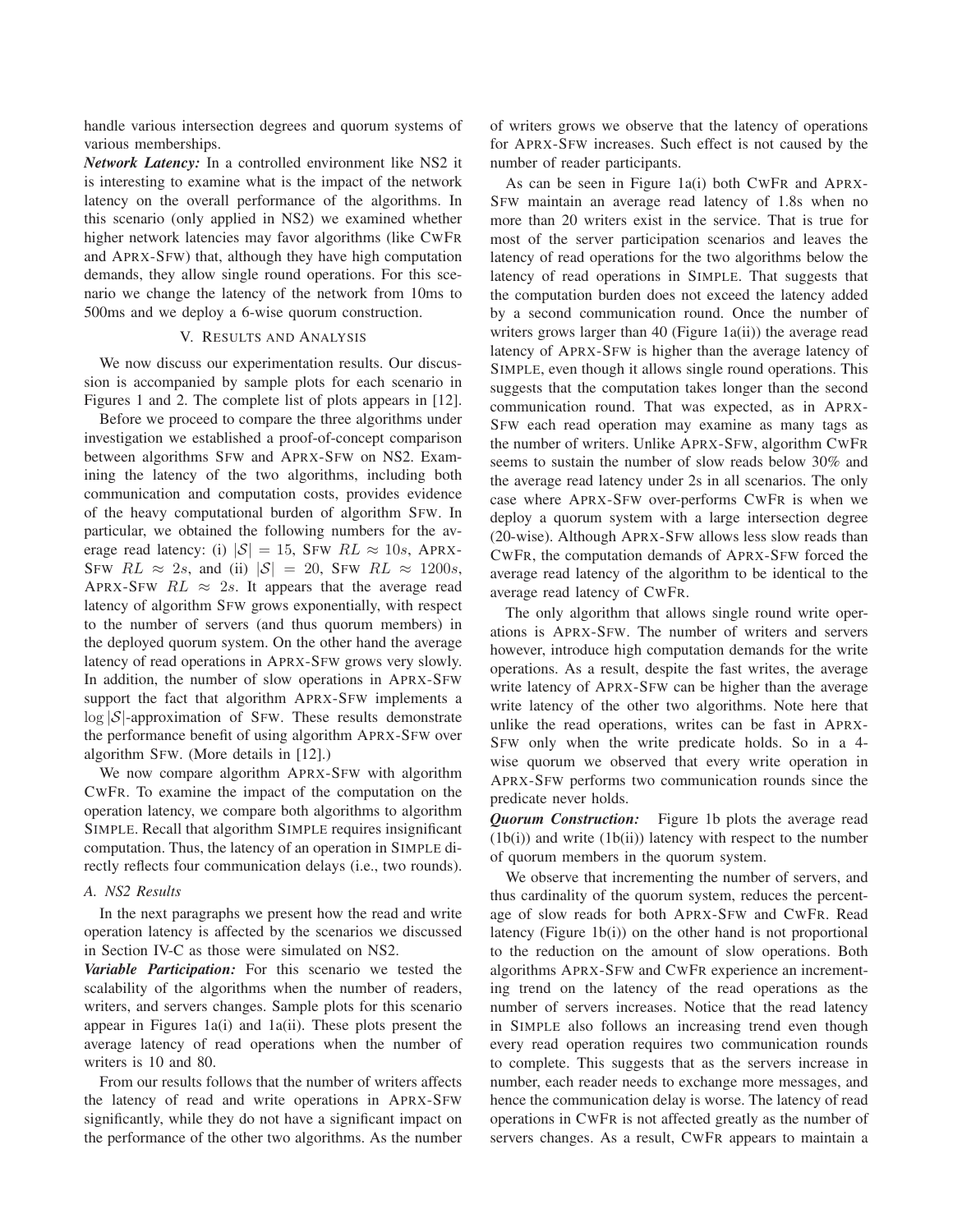handle various intersection degrees and quorum systems of various memberships.

***Network Latency:*** In a controlled environment like NS2 it is interesting to examine what is the impact of the network latency on the overall performance of the algorithms. In this scenario (only applied in NS2) we examined whether higher network latencies may favor algorithms (like CwFr and Aprx-Sfw) that, although they have high computation demands, they allow single round operations. For this scenario we change the latency of the network from 10ms to 500ms and we deploy a 6-wise quorum construction.

## V. Results and Analysis

We now discuss our experimentation results. Our discussion is accompanied by sample plots for each scenario in Figures 1 and 2. The complete list of plots appears in [12].

Before we proceed to compare the three algorithms under investigation we established a proof-of-concept comparison between algorithms Sfw and Aprx-Sfw on NS2. Examining the latency of the two algorithms, including both communication and computation costs, provides evidence of the heavy computational burden of algorithm Sfw. In particular, we obtained the following numbers for the average read latency: (i) $|\mathcal{S}| = 15$, Sfw $RL \approx 10s$, Aprx-Sfw $RL \approx 2s$, and (ii) $|\mathcal{S}| = 20$, Sfw $RL \approx 1200s$, Aprx-Sfw $RL \approx 2s$. It appears that the average read latency of algorithm Sfw grows exponentially, with respect to the number of servers (and thus quorum members) in the deployed quorum system. On the other hand the average latency of read operations in Aprx-Sfw grows very slowly. In addition, the number of slow operations in Aprx-Sfw support the fact that algorithm Aprx-Sfw implements a $\log |\mathcal{S}|$-approximation of Sfw. These results demonstrate the performance benefit of using algorithm Aprx-Sfw over algorithm Sfw. (More details in [12].)

We now compare algorithm Aprx-Sfw with algorithm CwFr. To examine the impact of the computation on the operation latency, we compare both algorithms to algorithm Simple. Recall that algorithm Simple requires insignificant computation. Thus, the latency of an operation in Simple directly reflects four communication delays (i.e., two rounds).

### A. NS2 Results

In the next paragraphs we present how the read and write operation latency is affected by the scenarios we discussed in Section IV-C as those were simulated on NS2.

***Variable Participation:*** For this scenario we tested the scalability of the algorithms when the number of readers, writers, and servers changes. Sample plots for this scenario appear in Figures 1a(i) and 1a(ii). These plots present the average latency of read operations when the number of writers is 10 and 80.

From our results follows that the number of writers affects the latency of read and write operations in Aprx-Sfw significantly, while they do not have a significant impact on the performance of the other two algorithms. As the number of writers grows we observe that the latency of operations for Aprx-Sfw increases. Such effect is not caused by the number of reader participants.

As can be seen in Figure 1a(i) both CwFr and Aprx-Sfw maintain an average read latency of 1.8s when no more than 20 writers exist in the service. That is true for most of the server participation scenarios and leaves the latency of read operations for the two algorithms below the latency of read operations in Simple. That suggests that the computation burden does not exceed the latency added by a second communication round. Once the number of writers grows larger than 40 (Figure 1a(ii)) the average read latency of Aprx-Sfw is higher than the average latency of Simple, even though it allows single round operations. This suggests that the computation takes longer than the second communication round. That was expected, as in Aprx-Sfw each read operation may examine as many tags as the number of writers. Unlike Aprx-Sfw, algorithm CwFr seems to sustain the number of slow reads below 30% and the average read latency under 2s in all scenarios. The only case where Aprx-Sfw over-performs CwFr is when we deploy a quorum system with a large intersection degree (20-wise). Although Aprx-Sfw allows less slow reads than CwFr, the computation demands of Aprx-Sfw forced the average read latency of the algorithm to be identical to the average read latency of CwFr.

The only algorithm that allows single round write operations is Aprx-Sfw. The number of writers and servers however, introduce high computation demands for the write operations. As a result, despite the fast writes, the average write latency of Aprx-Sfw can be higher than the average write latency of the other two algorithms. Note here that unlike the read operations, writes can be fast in Aprx-Sfw only when the write predicate holds. So in a 4-wise quorum we observed that every write operation in Aprx-Sfw performs two communication rounds since the predicate never holds.

***Quorum Construction:*** Figure 1b plots the average read (1b(i)) and write (1b(ii)) latency with respect to the number of quorum members in the quorum system.

We observe that incrementing the number of servers, and thus cardinality of the quorum system, reduces the percentage of slow reads for both Aprx-Sfw and CwFr. Read latency (Figure 1b(i)) on the other hand is not proportional to the reduction on the amount of slow operations. Both algorithms Aprx-Sfw and CwFr experience an incrementing trend on the latency of the read operations as the number of servers increases. Notice that the read latency in Simple also follows an increasing trend even though every read operation requires two communication rounds to complete. This suggests that as the servers increase in number, each reader needs to exchange more messages, and hence the communication delay is worse. The latency of read operations in CwFr is not affected greatly as the number of servers changes. As a result, CwFr appears to maintain a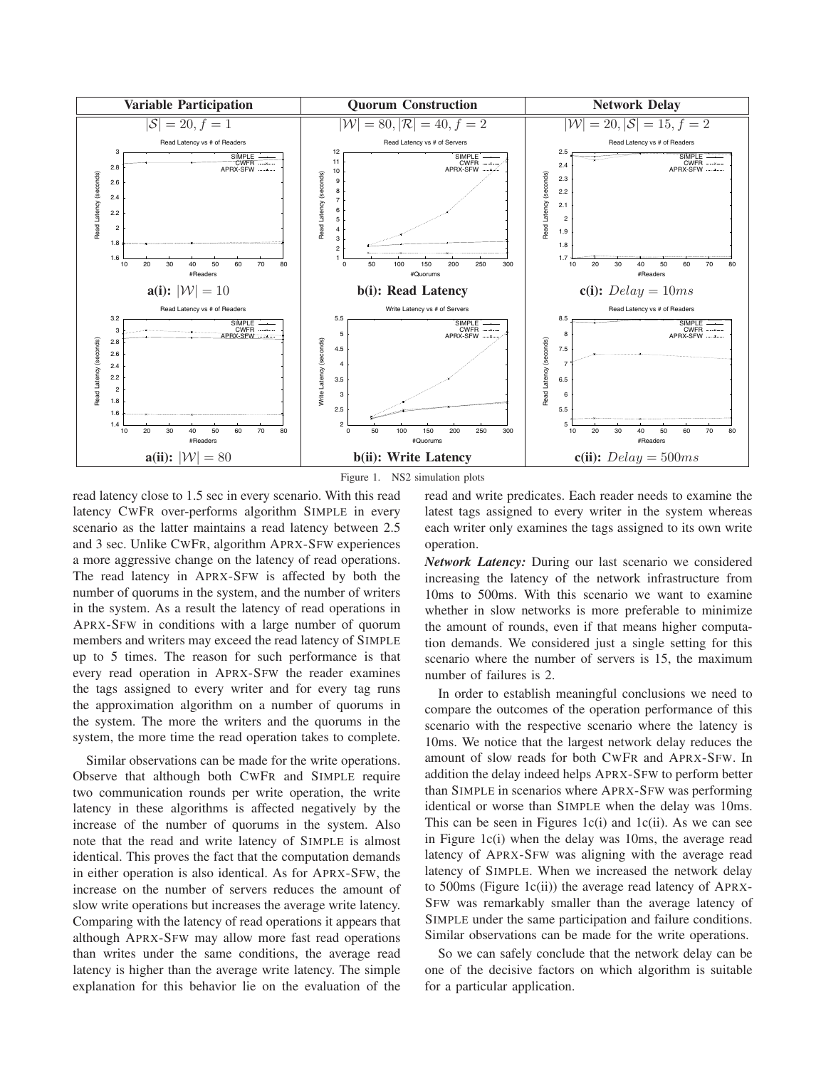| Variable Participation | Quorum Construction | Network Delay |
|---|---|---|
| $\|\mathcal{S}\| = 20, f = 1$ | $\|\mathcal{W}\| = 80, \|\mathcal{R}\| = 40, f = 2$ | $\|\mathcal{W}\| = 20, \|\mathcal{S}\| = 15, f = 2$ |
| **a(i):** $\|\mathcal{W}\| = 10$ | **b(i): Read Latency** | **c(i):** $Delay = 10ms$ |
| **a(ii):** $\|\mathcal{W}\| = 80$ | **b(ii): Write Latency** | **c(ii):** $Delay = 500ms$ |

Figure 1. NS2 simulation plots

read latency close to 1.5 sec in every scenario. With this read latency CWFR over-performs algorithm SIMPLE in every scenario as the latter maintains a read latency between 2.5 and 3 sec. Unlike CWFR, algorithm APRX-SFW experiences a more aggressive change on the latency of read operations. The read latency in APRX-SFW is affected by both the number of quorums in the system, and the number of writers in the system. As a result the latency of read operations in APRX-SFW in conditions with a large number of quorum members and writers may exceed the read latency of SIMPLE up to 5 times. The reason for such performance is that every read operation in APRX-SFW the reader examines the tags assigned to every writer and for every tag runs the approximation algorithm on a number of quorums in the system. The more the writers and the quorums in the system, the more time the read operation takes to complete.

Similar observations can be made for the write operations. Observe that although both CWFR and SIMPLE require two communication rounds per write operation, the write latency in these algorithms is affected negatively by the increase of the number of quorums in the system. Also note that the read and write latency of SIMPLE is almost identical. This proves the fact that the computation demands in either operation is also identical. As for APRX-SFW, the increase on the number of servers reduces the amount of slow write operations but increases the average write latency. Comparing with the latency of read operations it appears that although APRX-SFW may allow more fast read operations than writes under the same conditions, the average read latency is higher than the average write latency. The simple explanation for this behavior lie on the evaluation of the read and write predicates. Each reader needs to examine the latest tags assigned to every writer in the system whereas each writer only examines the tags assigned to its own write operation.

***Network Latency:*** During our last scenario we considered increasing the latency of the network infrastructure from 10ms to 500ms. With this scenario we want to examine whether in slow networks is more preferable to minimize the amount of rounds, even if that means higher computation demands. We considered just a single setting for this scenario where the number of servers is 15, the maximum number of failures is 2.

In order to establish meaningful conclusions we need to compare the outcomes of the operation performance of this scenario with the respective scenario where the latency is 10ms. We notice that the largest network delay reduces the amount of slow reads for both CWFR and APRX-SFW. In addition the delay indeed helps APRX-SFW to perform better than SIMPLE in scenarios where APRX-SFW was performing identical or worse than SIMPLE when the delay was 10ms. This can be seen in Figures 1c(i) and 1c(ii). As we can see in Figure 1c(i) when the delay was 10ms, the average read latency of APRX-SFW was aligning with the average read latency of SIMPLE. When we increased the network delay to 500ms (Figure 1c(ii)) the average read latency of APRX-SFW was remarkably smaller than the average latency of SIMPLE under the same participation and failure conditions. Similar observations can be made for the write operations.

So we can safely conclude that the network delay can be one of the decisive factors on which algorithm is suitable for a particular application.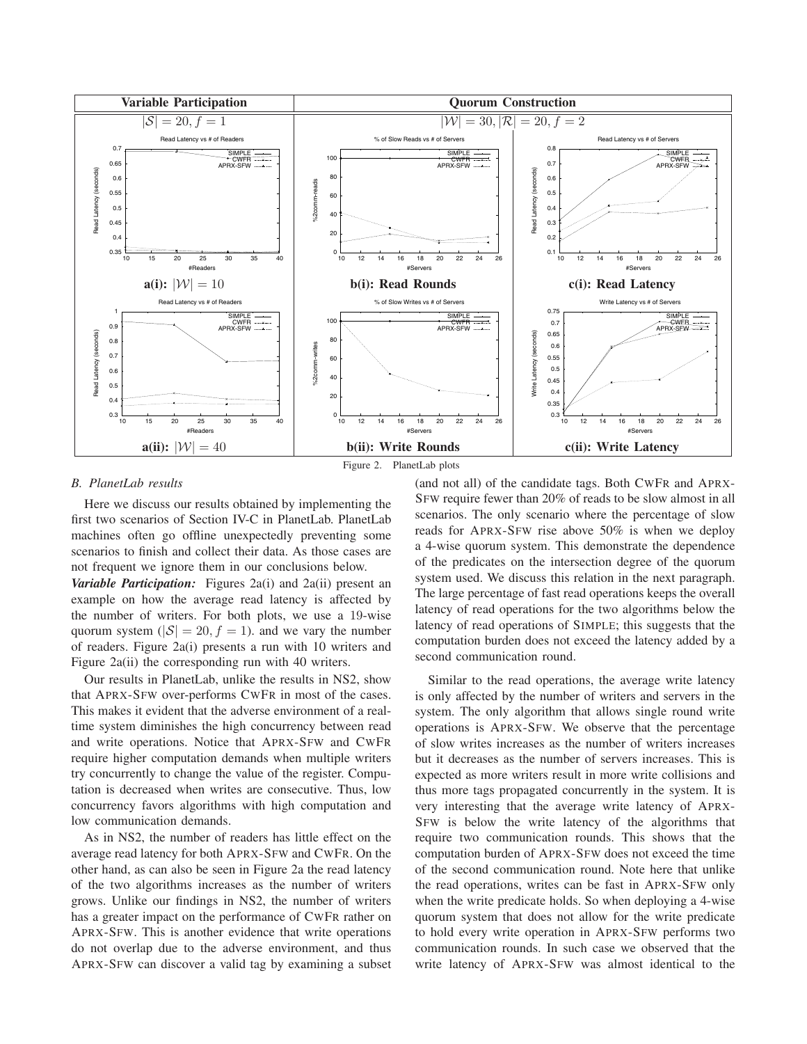Figure 2. PlanetLab plots

### B. PlanetLab results

Here we discuss our results obtained by implementing the first two scenarios of Section IV-C in PlanetLab. PlanetLab machines often go offline unexpectedly preventing some scenarios to finish and collect their data. As those cases are not frequent we ignore them in our conclusions below.

***Variable Participation:*** Figures 2a(i) and 2a(ii) present an example on how the average read latency is affected by the number of writers. For both plots, we use a 19-wise quorum system ($|\mathcal{S}| = 20, f = 1$). and we vary the number of readers. Figure 2a(i) presents a run with 10 writers and Figure 2a(ii) the corresponding run with 40 writers.

Our results in PlanetLab, unlike the results in NS2, show that APRX-SFW over-performs CWFR in most of the cases. This makes it evident that the adverse environment of a real-time system diminishes the high concurrency between read and write operations. Notice that APRX-SFW and CWFR require higher computation demands when multiple writers try concurrently to change the value of the register. Computation is decreased when writes are consecutive. Thus, low concurrency favors algorithms with high computation and low communication demands.

As in NS2, the number of readers has little effect on the average read latency for both APRX-SFW and CWFR. On the other hand, as can also be seen in Figure 2a the read latency of the two algorithms increases as the number of writers grows. Unlike our findings in NS2, the number of writers has a greater impact on the performance of CWFR rather on APRX-SFW. This is another evidence that write operations do not overlap due to the adverse environment, and thus APRX-SFW can discover a valid tag by examining a subset (and not all) of the candidate tags. Both CWFR and APRX-SFW require fewer than 20% of reads to be slow almost in all scenarios. The only scenario where the percentage of slow reads for APRX-SFW rise above 50% is when we deploy a 4-wise quorum system. This demonstrate the dependence of the predicates on the intersection degree of the quorum system used. We discuss this relation in the next paragraph. The large percentage of fast read operations keeps the overall latency of read operations for the two algorithms below the latency of read operations of SIMPLE; this suggests that the computation burden does not exceed the latency added by a second communication round.

Similar to the read operations, the average write latency is only affected by the number of writers and servers in the system. The only algorithm that allows single round write operations is APRX-SFW. We observe that the percentage of slow writes increases as the number of writers increases but it decreases as the number of servers increases. This is expected as more writers result in more write collisions and thus more tags propagated concurrently in the system. It is very interesting that the average write latency of APRX-SFW is below the write latency of the algorithms that require two communication rounds. This shows that the computation burden of APRX-SFW does not exceed the time of the second communication round. Note here that unlike the read operations, writes can be fast in APRX-SFW only when the write predicate holds. So when deploying a 4-wise quorum system that does not allow for the write predicate to hold every write operation in APRX-SFW performs two communication rounds. In such case we observed that the write latency of APRX-SFW was almost identical to the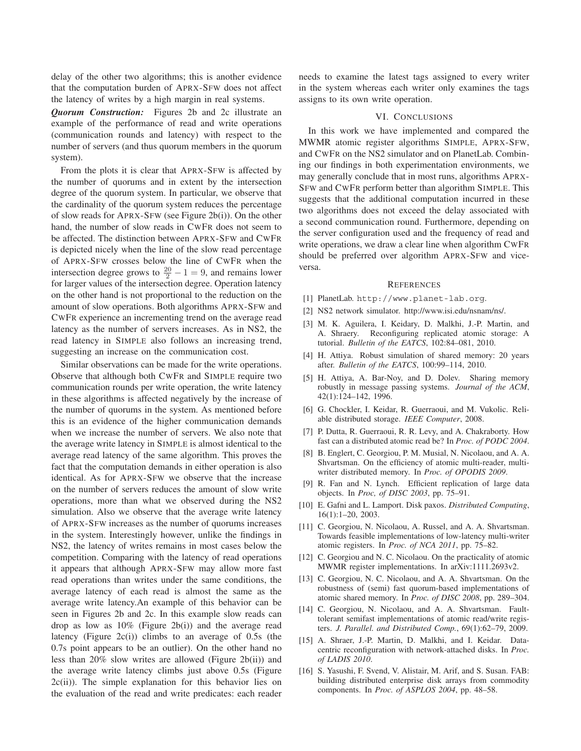delay of the other two algorithms; this is another evidence that the computation burden of APRX-SFW does not affect the latency of writes by a high margin in real systems.

***Quorum Construction:*** Figures 2b and 2c illustrate an example of the performance of read and write operations (communication rounds and latency) with respect to the number of servers (and thus quorum members in the quorum system).

From the plots it is clear that APRX-SFW is affected by the number of quorums and in extent by the intersection degree of the quorum system. In particular, we observe that the cardinality of the quorum system reduces the percentage of slow reads for APRX-SFW (see Figure 2b(i)). On the other hand, the number of slow reads in CWFR does not seem to be affected. The distinction between APRX-SFW and CWFR is depicted nicely when the line of the slow read percentage of APRX-SFW crosses below the line of CWFR when the intersection degree grows to $\frac{20}{2} - 1 = 9$, and remains lower for larger values of the intersection degree. Operation latency on the other hand is not proportional to the reduction on the amount of slow operations. Both algorithms APRX-SFW and CWFR experience an incrementing trend on the average read latency as the number of servers increases. As in NS2, the read latency in SIMPLE also follows an increasing trend, suggesting an increase on the communication cost.

Similar observations can be made for the write operations. Observe that although both CWFR and SIMPLE require two communication rounds per write operation, the write latency in these algorithms is affected negatively by the increase of the number of quorums in the system. As mentioned before this is an evidence of the higher communication demands when we increase the number of servers. We also note that the average write latency in SIMPLE is almost identical to the average read latency of the same algorithm. This proves the fact that the computation demands in either operation is also identical. As for APRX-SFW we observe that the increase on the number of servers reduces the amount of slow write operations, more than what we observed during the NS2 simulation. Also we observe that the average write latency of APRX-SFW increases as the number of quorums increases in the system. Interestingly however, unlike the findings in NS2, the latency of writes remains in most cases below the competition. Comparing with the latency of read operations it appears that although APRX-SFW may allow more fast read operations than writes under the same conditions, the average latency of each read is almost the same as the average write latency.An example of this behavior can be seen in Figures 2b and 2c. In this example slow reads can drop as low as 10% (Figure 2b(i)) and the average read latency (Figure 2c(i)) climbs to an average of 0.5s (the 0.7s point appears to be an outlier). On the other hand no less than 20% slow writes are allowed (Figure 2b(ii)) and the average write latency climbs just above 0.5s (Figure 2c(ii)). The simple explanation for this behavior lies on the evaluation of the read and write predicates: each reader needs to examine the latest tags assigned to every writer in the system whereas each writer only examines the tags assigns to its own write operation.

## VI. CONCLUSIONS

In this work we have implemented and compared the MWMR atomic register algorithms SIMPLE, APRX-SFW, and CWFR on the NS2 simulator and on PlanetLab. Combining our findings in both experimentation environments, we may generally conclude that in most runs, algorithms APRX-SFW and CWFR perform better than algorithm SIMPLE. This suggests that the additional computation incurred in these two algorithms does not exceed the delay associated with a second communication round. Furthermore, depending on the server configuration used and the frequency of read and write operations, we draw a clear line when algorithm CWFR should be preferred over algorithm APRX-SFW and vice-versa.

## REFERENCES

- [1] PlanetLab. `http://www.planet-lab.org`.
- [2] NS2 network simulator. http://www.isi.edu/nsnam/ns/.
- [3] M. K. Aguilera, I. Keidary, D. Malkhi, J.-P. Martin, and A. Shraery. Reconfiguring replicated atomic storage: A tutorial. *Bulletin of the EATCS*, 102:84–081, 2010.
- [4] H. Attiya. Robust simulation of shared memory: 20 years after. *Bulletin of the EATCS*, 100:99–114, 2010.
- [5] H. Attiya, A. Bar-Noy, and D. Dolev. Sharing memory robustly in message passing systems. *Journal of the ACM*, 42(1):124–142, 1996.
- [6] G. Chockler, I. Keidar, R. Guerraoui, and M. Vukolic. Reliable distributed storage. *IEEE Computer*, 2008.
- [7] P. Dutta, R. Guerraoui, R. R. Levy, and A. Chakraborty. How fast can a distributed atomic read be? In *Proc. of PODC 2004*.
- [8] B. Englert, C. Georgiou, P. M. Musial, N. Nicolaou, and A. A. Shvartsman. On the efficiency of atomic multi-reader, multi-writer distributed memory. In *Proc. of OPODIS 2009*.
- [9] R. Fan and N. Lynch. Efficient replication of large data objects. In *Proc, of DISC 2003*, pp. 75–91.
- [10] E. Gafni and L. Lamport. Disk paxos. *Distributed Computing*, 16(1):1–20, 2003.
- [11] C. Georgiou, N. Nicolaou, A. Russel, and A. A. Shvartsman. Towards feasible implementations of low-latency multi-writer atomic registers. In *Proc. of NCA 2011*, pp. 75–82.
- [12] C. Georgiou and N. C. Nicolaou. On the practicality of atomic MWMR register implementations. In arXiv:1111.2693v2.
- [13] C. Georgiou, N. C. Nicolaou, and A. A. Shvartsman. On the robustness of (semi) fast quorum-based implementations of atomic shared memory. In *Proc. of DISC 2008*, pp. 289–304.
- [14] C. Georgiou, N. Nicolaou, and A. A. Shvartsman. Fault-tolerant semifast implementations of atomic read/write registers. *J. Parallel. and Distributed Comp.*, 69(1):62–79, 2009.
- [15] A. Shraer, J.-P. Martin, D. Malkhi, and I. Keidar. Data-centric reconfiguration with network-attached disks. In *Proc. of LADIS 2010*.
- [16] S. Yasushi, F. Svend, V. Alistair, M. Arif, and S. Susan. FAB: building distributed enterprise disk arrays from commodity components. In *Proc. of ASPLOS 2004*, pp. 48–58.